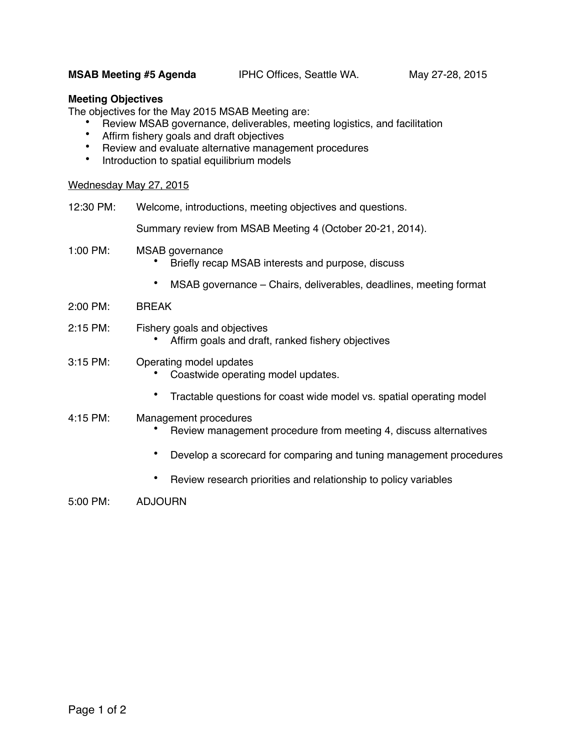**MSAB Meeting #5 Agenda** IPHC Offices, Seattle WA. May 27-28, 2015

**Meeting Objectives**

The objectives for the May 2015 MSAB Meeting are:

- Review MSAB governance, deliverables, meeting logistics, and facilitation
- Affirm fishery goals and draft objectives
- Review and evaluate alternative management procedures
- Introduction to spatial equilibrium models

Wednesday May 27, 2015

12:30 PM: Welcome, introductions, meeting objectives and questions.

Summary review from MSAB Meeting 4 (October 20-21, 2014).

1:00 PM: MSAB governance

- Briefly recap MSAB interests and purpose, discuss
- MSAB governance – Chairs, deliverables, deadlines, meeting format

2:00 PM: BREAK

2:15 PM: Fishery goals and objectives

- Affirm goals and draft, ranked fishery objectives

3:15 PM: Operating model updates

- Coastwide operating model updates.
- Tractable questions for coast wide model vs. spatial operating model

4:15 PM: Management procedures

- Review management procedure from meeting 4, discuss alternatives
- Develop a scorecard for comparing and tuning management procedures
- Review research priorities and relationship to policy variables

5:00 PM: ADJOURN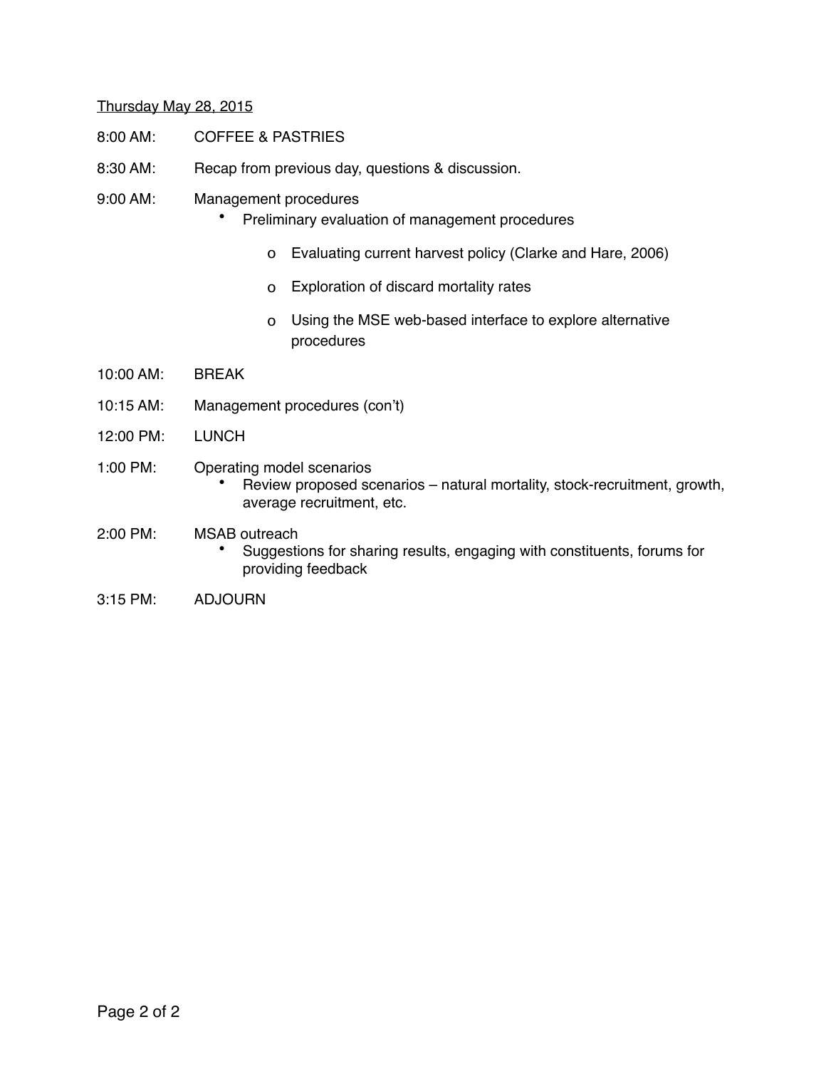<u>Thursday May 28, 2015</u>

8:00 AM: COFFEE & PASTRIES

8:30 AM: Recap from previous day, questions & discussion.

9:00 AM: Management procedures

- Preliminary evaluation of management procedures
  - o Evaluating current harvest policy (Clarke and Hare, 2006)
  - o Exploration of discard mortality rates
  - o Using the MSE web-based interface to explore alternative procedures

10:00 AM: BREAK

10:15 AM: Management procedures (con't)

12:00 PM: LUNCH

1:00 PM: Operating model scenarios

- Review proposed scenarios – natural mortality, stock-recruitment, growth, average recruitment, etc.

2:00 PM: MSAB outreach

- Suggestions for sharing results, engaging with constituents, forums for providing feedback

3:15 PM: ADJOURN